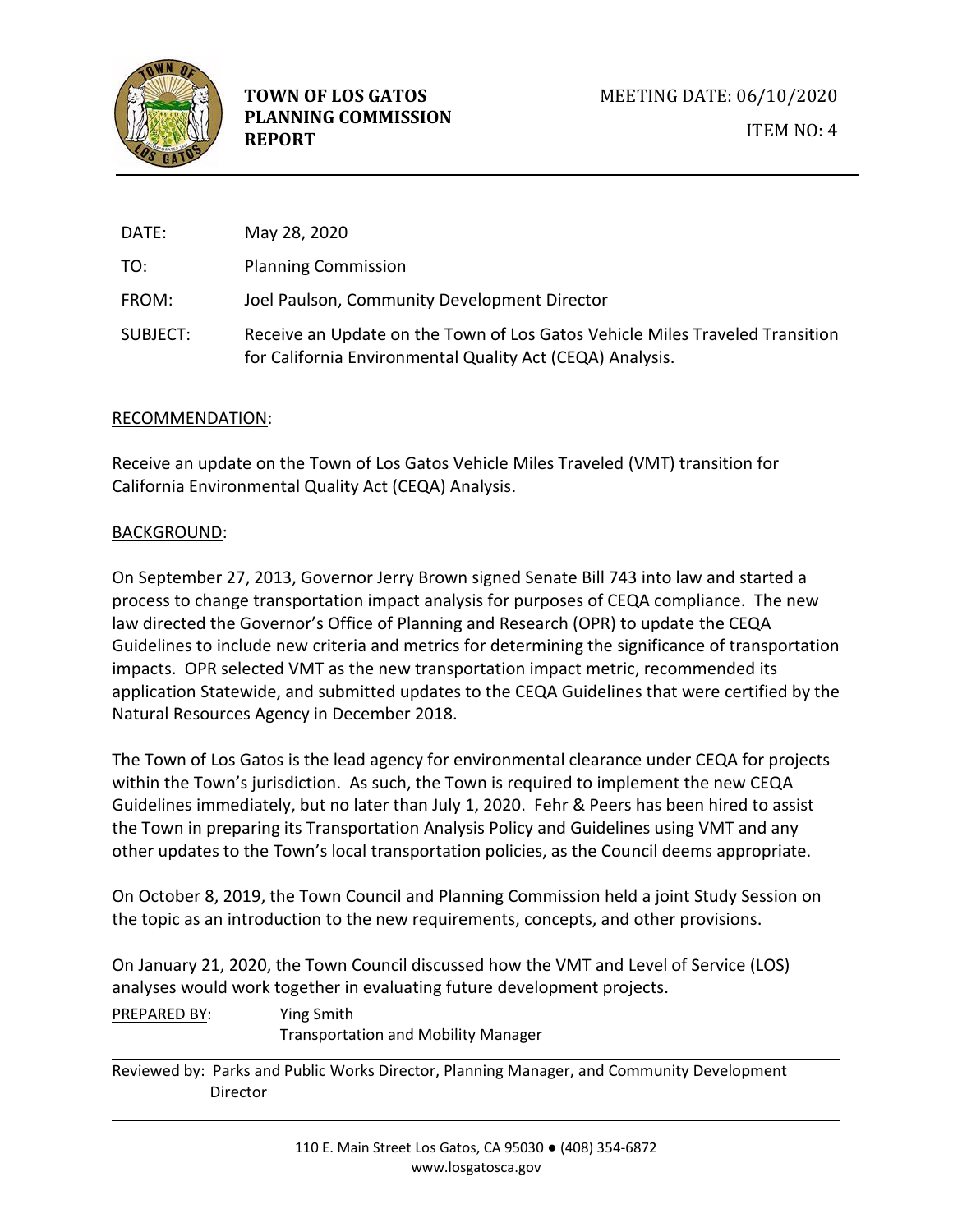**TOWN OF LOS GATOS PLANNING COMMISSION REPORT**

MEETING DATE: 06/10/2020

ITEM NO: 4

DATE: May 28, 2020

TO: Planning Commission

FROM: Joel Paulson, Community Development Director

SUBJECT: Receive an Update on the Town of Los Gatos Vehicle Miles Traveled Transition for California Environmental Quality Act (CEQA) Analysis.

RECOMMENDATION:

Receive an update on the Town of Los Gatos Vehicle Miles Traveled (VMT) transition for California Environmental Quality Act (CEQA) Analysis.

BACKGROUND:

On September 27, 2013, Governor Jerry Brown signed Senate Bill 743 into law and started a process to change transportation impact analysis for purposes of CEQA compliance. The new law directed the Governor's Office of Planning and Research (OPR) to update the CEQA Guidelines to include new criteria and metrics for determining the significance of transportation impacts. OPR selected VMT as the new transportation impact metric, recommended its application Statewide, and submitted updates to the CEQA Guidelines that were certified by the Natural Resources Agency in December 2018.

The Town of Los Gatos is the lead agency for environmental clearance under CEQA for projects within the Town's jurisdiction. As such, the Town is required to implement the new CEQA Guidelines immediately, but no later than July 1, 2020. Fehr & Peers has been hired to assist the Town in preparing its Transportation Analysis Policy and Guidelines using VMT and any other updates to the Town's local transportation policies, as the Council deems appropriate.

On October 8, 2019, the Town Council and Planning Commission held a joint Study Session on the topic as an introduction to the new requirements, concepts, and other provisions.

On January 21, 2020, the Town Council discussed how the VMT and Level of Service (LOS) analyses would work together in evaluating future development projects.

PREPARED BY: Ying Smith
Transportation and Mobility Manager

Reviewed by: Parks and Public Works Director, Planning Manager, and Community Development Director

110 E. Main Street Los Gatos, CA 95030 ● (408) 354-6872
www.losgatosca.gov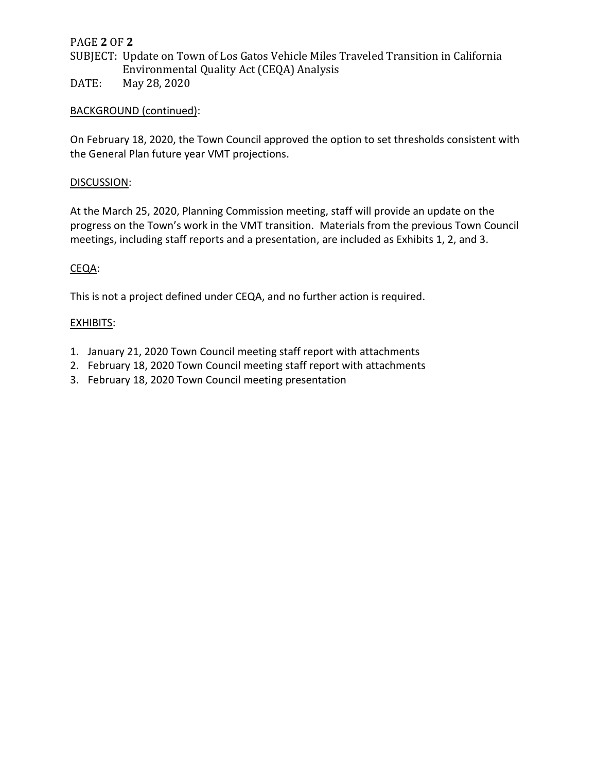BACKGROUND (continued):

On February 18, 2020, the Town Council approved the option to set thresholds consistent with the General Plan future year VMT projections.

DISCUSSION:

At the March 25, 2020, Planning Commission meeting, staff will provide an update on the progress on the Town's work in the VMT transition. Materials from the previous Town Council meetings, including staff reports and a presentation, are included as Exhibits 1, 2, and 3.

CEQA:

This is not a project defined under CEQA, and no further action is required.

EXHIBITS:

1. January 21, 2020 Town Council meeting staff report with attachments
2. February 18, 2020 Town Council meeting staff report with attachments
3. February 18, 2020 Town Council meeting presentation